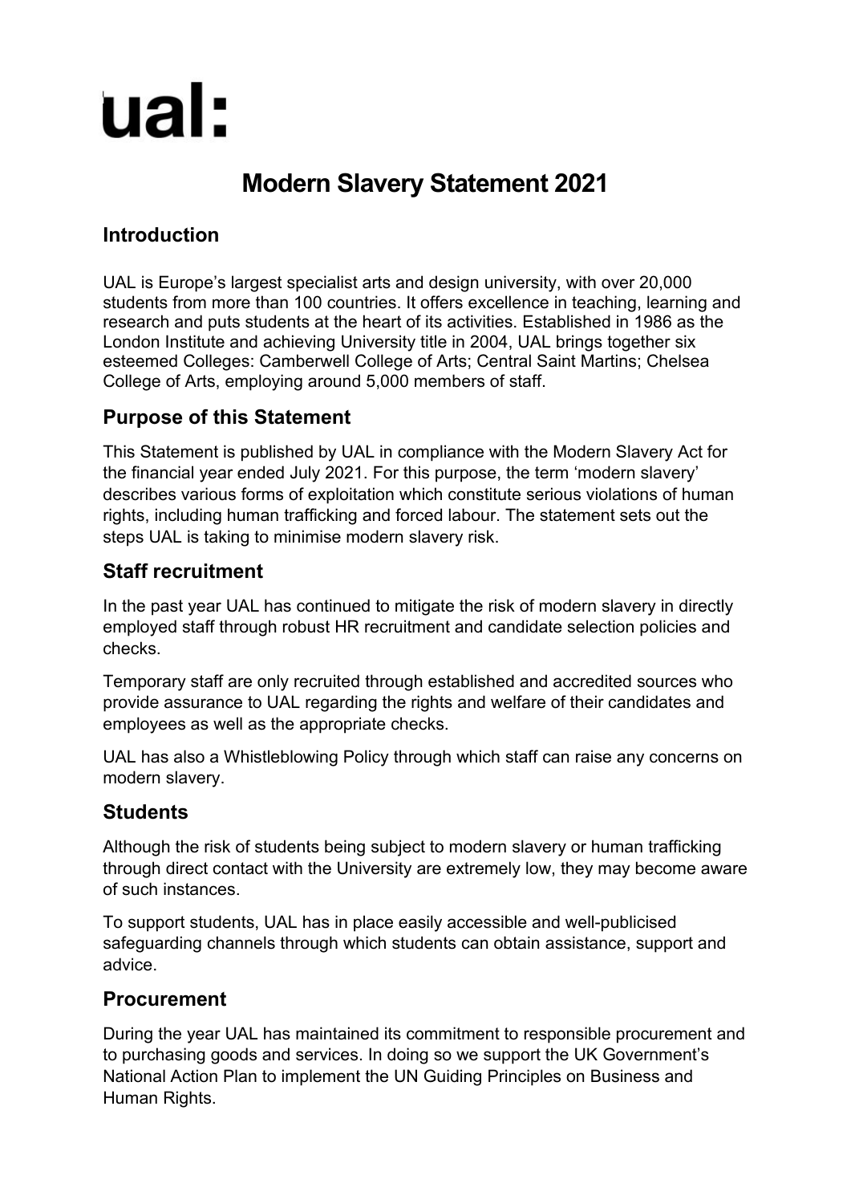ual:

# Modern Slavery Statement 2021

## Introduction

UAL is Europe's largest specialist arts and design university, with over 20,000 students from more than 100 countries. It offers excellence in teaching, learning and research and puts students at the heart of its activities. Established in 1986 as the London Institute and achieving University title in 2004, UAL brings together six esteemed Colleges: Camberwell College of Arts; Central Saint Martins; Chelsea College of Arts, employing around 5,000 members of staff.

## Purpose of this Statement

This Statement is published by UAL in compliance with the Modern Slavery Act for the financial year ended July 2021. For this purpose, the term 'modern slavery' describes various forms of exploitation which constitute serious violations of human rights, including human trafficking and forced labour. The statement sets out the steps UAL is taking to minimise modern slavery risk.

## Staff recruitment

In the past year UAL has continued to mitigate the risk of modern slavery in directly employed staff through robust HR recruitment and candidate selection policies and checks.

Temporary staff are only recruited through established and accredited sources who provide assurance to UAL regarding the rights and welfare of their candidates and employees as well as the appropriate checks.

UAL has also a Whistleblowing Policy through which staff can raise any concerns on modern slavery.

## Students

Although the risk of students being subject to modern slavery or human trafficking through direct contact with the University are extremely low, they may become aware of such instances.

To support students, UAL has in place easily accessible and well-publicised safeguarding channels through which students can obtain assistance, support and advice.

## Procurement

During the year UAL has maintained its commitment to responsible procurement and to purchasing goods and services. In doing so we support the UK Government's National Action Plan to implement the UN Guiding Principles on Business and Human Rights.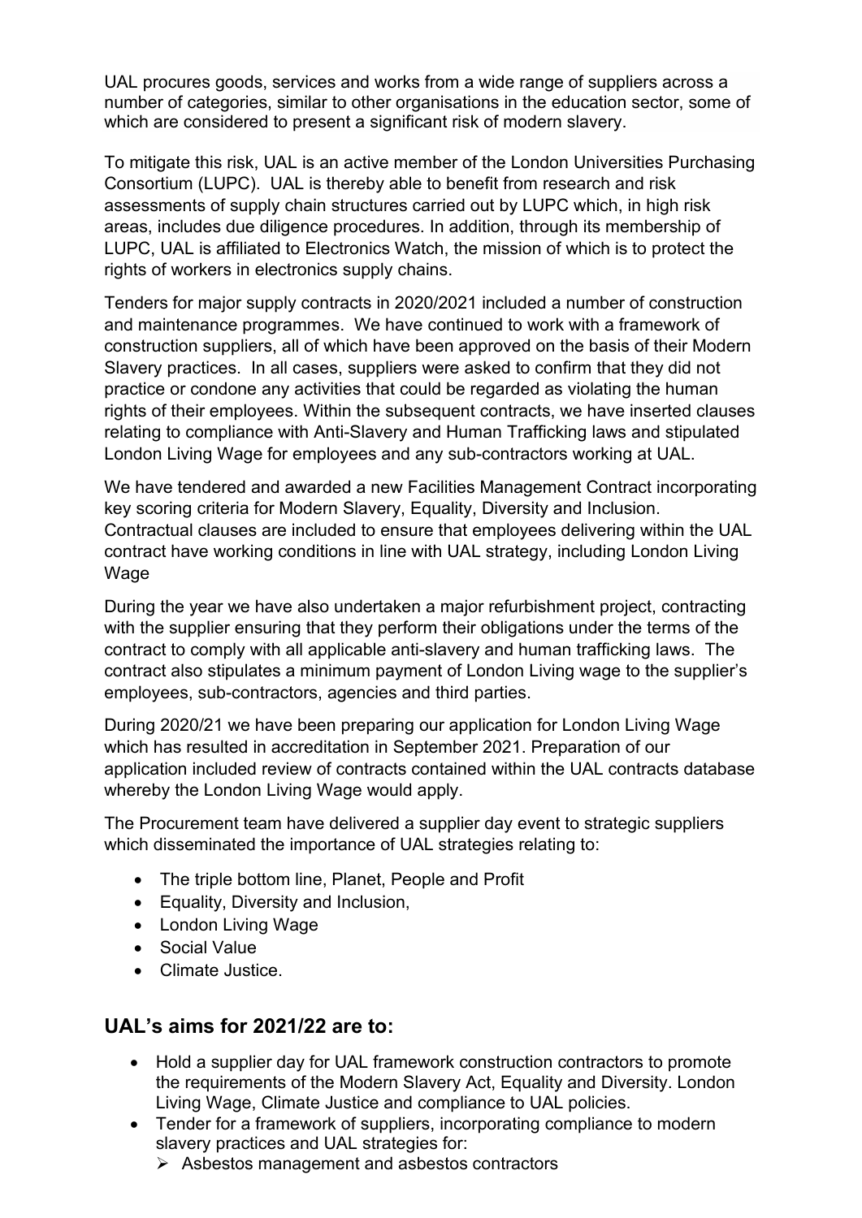UAL procures goods, services and works from a wide range of suppliers across a number of categories, similar to other organisations in the education sector, some of which are considered to present a significant risk of modern slavery.

To mitigate this risk, UAL is an active member of the London Universities Purchasing Consortium (LUPC). UAL is thereby able to benefit from research and risk assessments of supply chain structures carried out by LUPC which, in high risk areas, includes due diligence procedures. In addition, through its membership of LUPC, UAL is affiliated to Electronics Watch, the mission of which is to protect the rights of workers in electronics supply chains.

Tenders for major supply contracts in 2020/2021 included a number of construction and maintenance programmes. We have continued to work with a framework of construction suppliers, all of which have been approved on the basis of their Modern Slavery practices. In all cases, suppliers were asked to confirm that they did not practice or condone any activities that could be regarded as violating the human rights of their employees. Within the subsequent contracts, we have inserted clauses relating to compliance with Anti-Slavery and Human Trafficking laws and stipulated London Living Wage for employees and any sub-contractors working at UAL.

We have tendered and awarded a new Facilities Management Contract incorporating key scoring criteria for Modern Slavery, Equality, Diversity and Inclusion. Contractual clauses are included to ensure that employees delivering within the UAL contract have working conditions in line with UAL strategy, including London Living Wage

During the year we have also undertaken a major refurbishment project, contracting with the supplier ensuring that they perform their obligations under the terms of the contract to comply with all applicable anti-slavery and human trafficking laws. The contract also stipulates a minimum payment of London Living wage to the supplier's employees, sub-contractors, agencies and third parties.

During 2020/21 we have been preparing our application for London Living Wage which has resulted in accreditation in September 2021. Preparation of our application included review of contracts contained within the UAL contracts database whereby the London Living Wage would apply.

The Procurement team have delivered a supplier day event to strategic suppliers which disseminated the importance of UAL strategies relating to:

- The triple bottom line, Planet, People and Profit
- Equality, Diversity and Inclusion,
- London Living Wage
- Social Value
- Climate Justice.

## UAL's aims for 2021/22 are to:

- Hold a supplier day for UAL framework construction contractors to promote the requirements of the Modern Slavery Act, Equality and Diversity. London Living Wage, Climate Justice and compliance to UAL policies.
- Tender for a framework of suppliers, incorporating compliance to modern slavery practices and UAL strategies for:
  - Asbestos management and asbestos contractors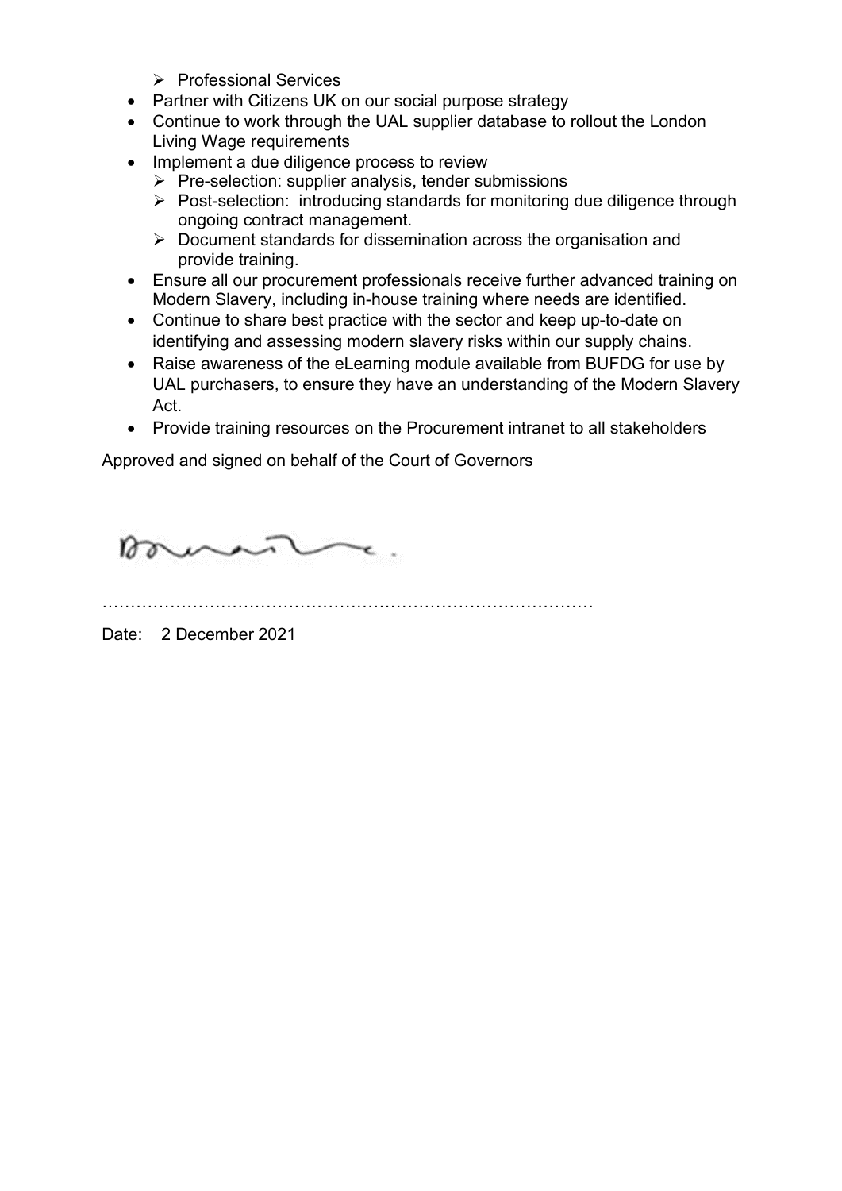- Professional Services
- Partner with Citizens UK on our social purpose strategy
- Continue to work through the UAL supplier database to rollout the London Living Wage requirements
- Implement a due diligence process to review
    - Pre-selection: supplier analysis, tender submissions
    - Post-selection: introducing standards for monitoring due diligence through ongoing contract management.
    - Document standards for dissemination across the organisation and provide training.
- Ensure all our procurement professionals receive further advanced training on Modern Slavery, including in-house training where needs are identified.
- Continue to share best practice with the sector and keep up-to-date on identifying and assessing modern slavery risks within our supply chains.
- Raise awareness of the eLearning module available from BUFDG for use by UAL purchasers, to ensure they have an understanding of the Modern Slavery Act.
- Provide training resources on the Procurement intranet to all stakeholders

Approved and signed on behalf of the Court of Governors

…………………………………………………………………………

Date: 2 December 2021